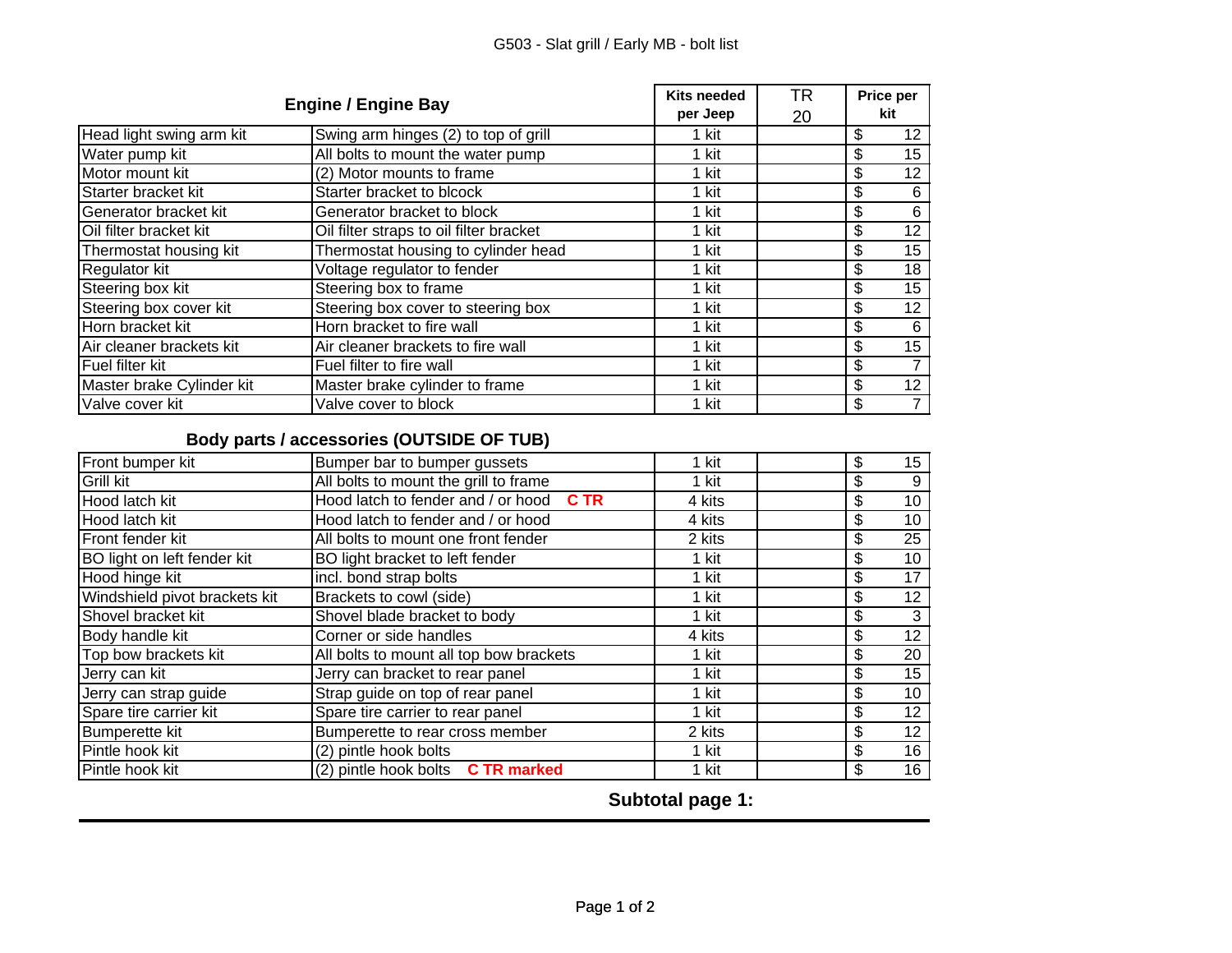# G503 - Slat grill / Early MB - bolt list

| Engine / Engine Bay | | Kits needed per Jeep | TR 20 | Price per kit |
|---|---|---|---|---|
| Head light swing arm kit | Swing arm hinges (2) to top of grill | 1 kit | | $ 12 |
| Water pump kit | All bolts to mount the water pump | 1 kit | | $ 15 |
| Motor mount kit | (2) Motor mounts to frame | 1 kit | | $ 12 |
| Starter bracket kit | Starter bracket to blcock | 1 kit | | $ 6 |
| Generator bracket kit | Generator bracket to block | 1 kit | | $ 6 |
| Oil filter bracket kit | Oil filter straps to oil filter bracket | 1 kit | | $ 12 |
| Thermostat housing kit | Thermostat housing to cylinder head | 1 kit | | $ 15 |
| Regulator kit | Voltage regulator to fender | 1 kit | | $ 18 |
| Steering box kit | Steering box to frame | 1 kit | | $ 15 |
| Steering box cover kit | Steering box cover to steering box | 1 kit | | $ 12 |
| Horn bracket kit | Horn bracket to fire wall | 1 kit | | $ 6 |
| Air cleaner brackets kit | Air cleaner brackets to fire wall | 1 kit | | $ 15 |
| Fuel filter kit | Fuel filter to fire wall | 1 kit | | $ 7 |
| Master brake Cylinder kit | Master brake cylinder to frame | 1 kit | | $ 12 |
| Valve cover kit | Valve cover to block | 1 kit | | $ 7 |

## Body parts / accessories (OUTSIDE OF TUB)

| Item | Description | Kits needed per Jeep | TR 20 | Price per kit |
|---|---|---|---|---|
| Front bumper kit | Bumper bar to bumper gussets | 1 kit | | $ 15 |
| Grill kit | All bolts to mount the grill to frame | 1 kit | | $ 9 |
| Hood latch kit | Hood latch to fender and / or hood **C TR** | 4 kits | | $ 10 |
| Hood latch kit | Hood latch to fender and / or hood | 4 kits | | $ 10 |
| Front fender kit | All bolts to mount one front fender | 2 kits | | $ 25 |
| BO light on left fender kit | BO light bracket to left fender | 1 kit | | $ 10 |
| Hood hinge kit | incl. bond strap bolts | 1 kit | | $ 17 |
| Windshield pivot brackets kit | Brackets to cowl (side) | 1 kit | | $ 12 |
| Shovel bracket kit | Shovel blade bracket to body | 1 kit | | $ 3 |
| Body handle kit | Corner or side handles | 4 kits | | $ 12 |
| Top bow brackets kit | All bolts to mount all top bow brackets | 1 kit | | $ 20 |
| Jerry can kit | Jerry can bracket to rear panel | 1 kit | | $ 15 |
| Jerry can strap guide | Strap guide on top of rear panel | 1 kit | | $ 10 |
| Spare tire carrier kit | Spare tire carrier to rear panel | 1 kit | | $ 12 |
| Bumperette kit | Bumperette to rear cross member | 2 kits | | $ 12 |
| Pintle hook kit | (2) pintle hook bolts | 1 kit | | $ 16 |
| Pintle hook kit | (2) pintle hook bolts **C TR marked** | 1 kit | | $ 16 |

**Subtotal page 1:**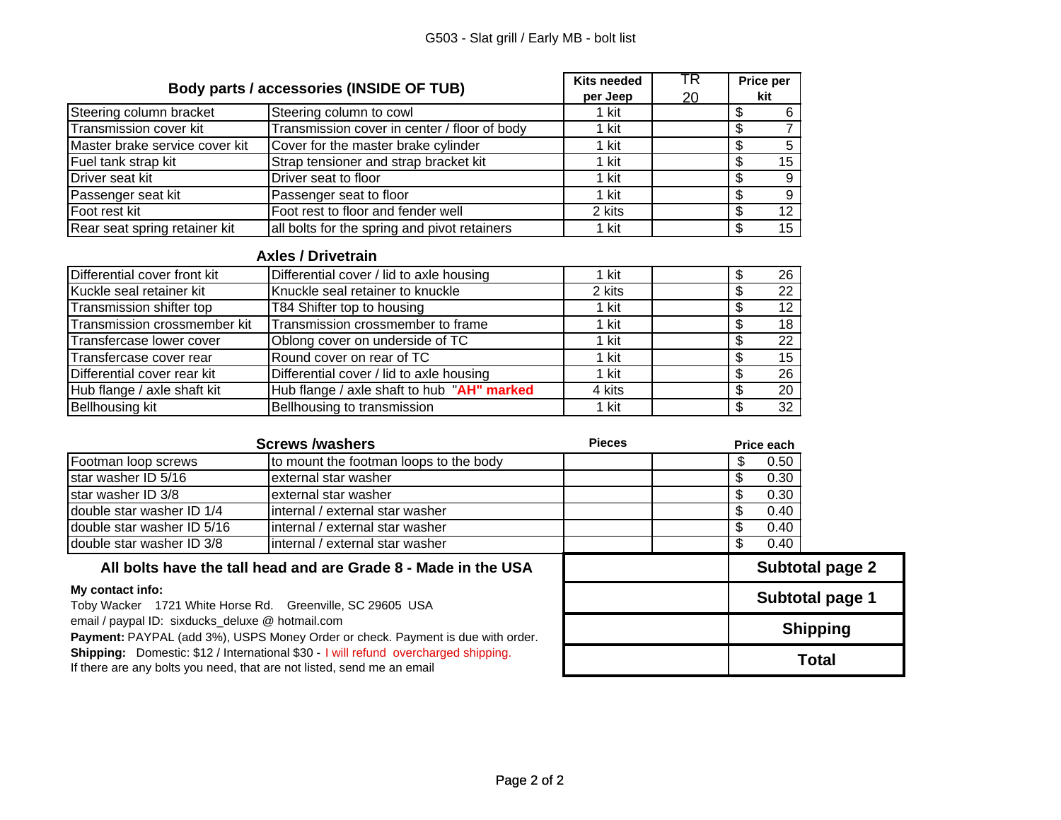G503 - Slat grill / Early MB - bolt list

| Body parts / accessories (INSIDE OF TUB) | | Kits needed per Jeep | TR 20 | Price per kit |
|---|---|---|---|---|
| Steering column bracket | Steering column to cowl | 1 kit | | $ 6 |
| Transmission cover kit | Transmission cover in center / floor of body | 1 kit | | $ 7 |
| Master brake service cover kit | Cover for the master brake cylinder | 1 kit | | $ 5 |
| Fuel tank strap kit | Strap tensioner and strap bracket kit | 1 kit | | $ 15 |
| Driver seat kit | Driver seat to floor | 1 kit | | $ 9 |
| Passenger seat kit | Passenger seat to floor | 1 kit | | $ 9 |
| Foot rest kit | Foot rest to floor and fender well | 2 kits | | $ 12 |
| Rear seat spring retainer kit | all bolts for the spring and pivot retainers | 1 kit | | $ 15 |

### Axles / Drivetrain

| | | | | |
|---|---|---|---|---|
| Differential cover front kit | Differential cover / lid to axle housing | 1 kit | | $ 26 |
| Kuckle seal retainer kit | Knuckle seal retainer to knuckle | 2 kits | | $ 22 |
| Transmission shifter top | T84 Shifter top to housing | 1 kit | | $ 12 |
| Transmission crossmember kit | Transmission crossmember to frame | 1 kit | | $ 18 |
| Transfercase lower cover | Oblong cover on underside of TC | 1 kit | | $ 22 |
| Transfercase cover rear | Round cover on rear of TC | 1 kit | | $ 15 |
| Differential cover rear kit | Differential cover / lid to axle housing | 1 kit | | $ 26 |
| Hub flange / axle shaft kit | Hub flange / axle shaft to hub **"AH" marked** | 4 kits | | $ 20 |
| Bellhousing kit | Bellhousing to transmission | 1 kit | | $ 32 |

| Screws /washers | | Pieces | | Price each |
|---|---|---|---|---|
| Footman loop screws | to mount the footman loops to the body | | | $ 0.50 |
| star washer ID 5/16 | external star washer | | | $ 0.30 |
| star washer ID 3/8 | external star washer | | | $ 0.30 |
| double star washer ID 1/4 | internal / external star washer | | | $ 0.40 |
| double star washer ID 5/16 | internal / external star washer | | | $ 0.40 |
| double star washer ID 3/8 | internal / external star washer | | | $ 0.40 |

**All bolts have the tall head and are Grade 8 - Made in the USA**

| | |
|---|---|
| | **Subtotal page 2** |
| | **Subtotal page 1** |
| | **Shipping** |
| | **Total** |

**My contact info:**
Toby Wacker 1721 White Horse Rd. Greenville, SC 29605 USA
email / paypal ID: sixducks_deluxe @ hotmail.com
**Payment:** PAYPAL (add 3%), USPS Money Order or check. Payment is due with order.
**Shipping:** Domestic: $12 / International $30 - I will refund overcharged shipping.
If there are any bolts you need, that are not listed, send me an email